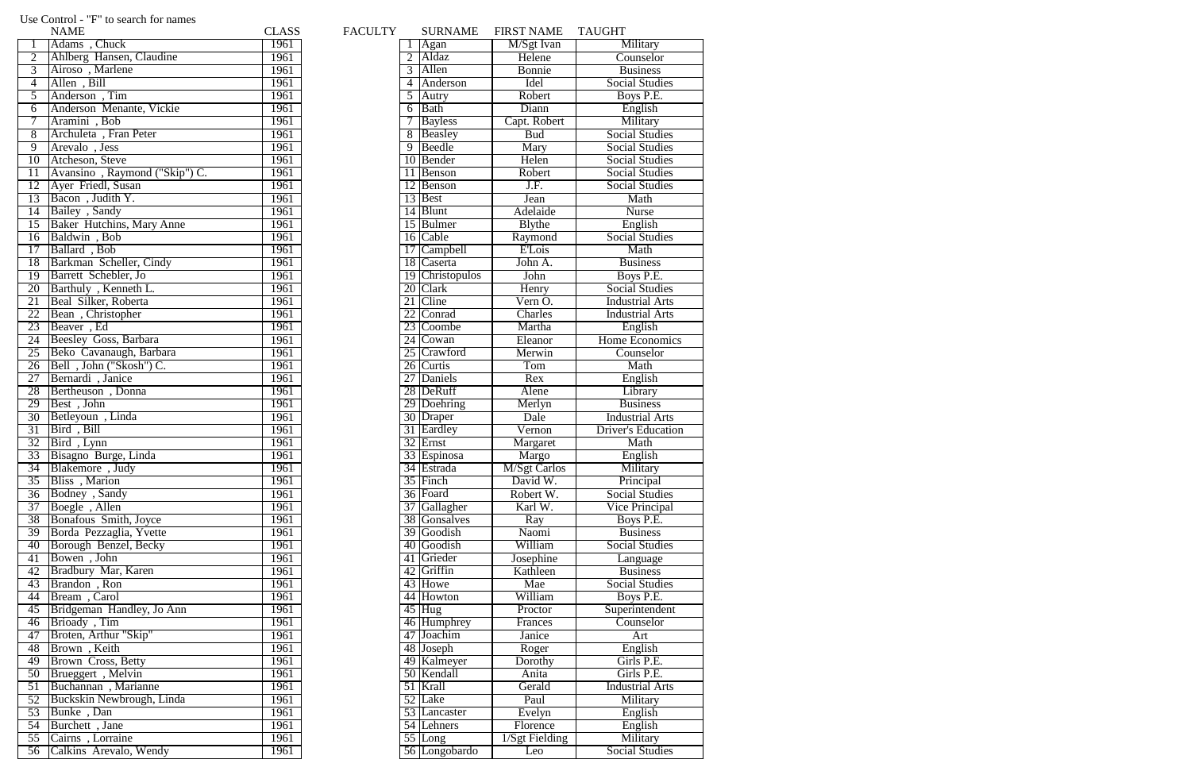Use Control - "F" to search for names

| | NAME | CLASS |
|---|---|---|
| 1 | Adams , Chuck | 1961 |
| 2 | Ahlberg Hansen, Claudine | 1961 |
| 3 | Airoso , Marlene | 1961 |
| 4 | Allen , Bill | 1961 |
| 5 | Anderson , Tim | 1961 |
| 6 | Anderson Menante, Vickie | 1961 |
| 7 | Aramini , Bob | 1961 |
| 8 | Archuleta , Fran Peter | 1961 |
| 9 | Arevalo , Jess | 1961 |
| 10 | Atcheson, Steve | 1961 |
| 11 | Avansino , Raymond ("Skip") C. | 1961 |
| 12 | Ayer Friedl, Susan | 1961 |
| 13 | Bacon , Judith Y. | 1961 |
| 14 | Bailey , Sandy | 1961 |
| 15 | Baker Hutchins, Mary Anne | 1961 |
| 16 | Baldwin , Bob | 1961 |
| 17 | Ballard , Bob | 1961 |
| 18 | Barkman Scheller, Cindy | 1961 |
| 19 | Barrett Schebler, Jo | 1961 |
| 20 | Barthuly , Kenneth L. | 1961 |
| 21 | Beal Silker, Roberta | 1961 |
| 22 | Bean , Christopher | 1961 |
| 23 | Beaver , Ed | 1961 |
| 24 | Beesley Goss, Barbara | 1961 |
| 25 | Beko Cavanaugh, Barbara | 1961 |
| 26 | Bell , John ("Skosh") C. | 1961 |
| 27 | Bernardi , Janice | 1961 |
| 28 | Bertheuson , Donna | 1961 |
| 29 | Best , John | 1961 |
| 30 | Betleyoun , Linda | 1961 |
| 31 | Bird , Bill | 1961 |
| 32 | Bird , Lynn | 1961 |
| 33 | Bisagno Burge, Linda | 1961 |
| 34 | Blakemore , Judy | 1961 |
| 35 | Bliss , Marion | 1961 |
| 36 | Bodney , Sandy | 1961 |
| 37 | Boegle , Allen | 1961 |
| 38 | Bonafous Smith, Joyce | 1961 |
| 39 | Borda Pezzaglia, Yvette | 1961 |
| 40 | Borough Benzel, Becky | 1961 |
| 41 | Bowen , John | 1961 |
| 42 | Bradbury Mar, Karen | 1961 |
| 43 | Brandon , Ron | 1961 |
| 44 | Bream , Carol | 1961 |
| 45 | Bridgeman Handley, Jo Ann | 1961 |
| 46 | Brioady , Tim | 1961 |
| 47 | Broten, Arthur "Skip" | 1961 |
| 48 | Brown , Keith | 1961 |
| 49 | Brown Cross, Betty | 1961 |
| 50 | Brueggert , Melvin | 1961 |
| 51 | Buchannan , Marianne | 1961 |
| 52 | Buckskin Newbrough, Linda | 1961 |
| 53 | Bunke , Dan | 1961 |
| 54 | Burchett , Jane | 1961 |
| 55 | Cairns , Lorraine | 1961 |
| 56 | Calkins Arevalo, Wendy | 1961 |

FACULTY

| | SURNAME | FIRST NAME | TAUGHT |
|---|---|---|---|
| 1 | Agan | M/Sgt Ivan | Military |
| 2 | Aldaz | Helene | Counselor |
| 3 | Allen | Bonnie | Business |
| 4 | Anderson | Idel | Social Studies |
| 5 | Autry | Robert | Boys P.E. |
| 6 | Bath | Diann | English |
| 7 | Bayless | Capt. Robert | Military |
| 8 | Beasley | Bud | Social Studies |
| 9 | Beedle | Mary | Social Studies |
| 10 | Bender | Helen | Social Studies |
| 11 | Benson | Robert | Social Studies |
| 12 | Benson | J.F. | Social Studies |
| 13 | Best | Jean | Math |
| 14 | Blunt | Adelaide | Nurse |
| 15 | Bulmer | Blythe | English |
| 16 | Cable | Raymond | Social Studies |
| 17 | Campbell | E'Lois | Math |
| 18 | Caserta | John A. | Business |
| 19 | Christopulos | John | Boys P.E. |
| 20 | Clark | Henry | Social Studies |
| 21 | Cline | Vern O. | Industrial Arts |
| 22 | Conrad | Charles | Industrial Arts |
| 23 | Coombe | Martha | English |
| 24 | Cowan | Eleanor | Home Economics |
| 25 | Crawford | Merwin | Counselor |
| 26 | Curtis | Tom | Math |
| 27 | Daniels | Rex | English |
| 28 | DeRuff | Alene | Library |
| 29 | Doehring | Merlyn | Business |
| 30 | Draper | Dale | Industrial Arts |
| 31 | Eardley | Vernon | Driver's Education |
| 32 | Ernst | Margaret | Math |
| 33 | Espinosa | Margo | English |
| 34 | Estrada | M/Sgt Carlos | Military |
| 35 | Finch | David W. | Principal |
| 36 | Foard | Robert W. | Social Studies |
| 37 | Gallagher | Karl W. | Vice Principal |
| 38 | Gonsalves | Ray | Boys P.E. |
| 39 | Goodish | Naomi | Business |
| 40 | Goodish | William | Social Studies |
| 41 | Grieder | Josephine | Language |
| 42 | Griffin | Kathleen | Business |
| 43 | Howe | Mae | Social Studies |
| 44 | Howton | William | Boys P.E. |
| 45 | Hug | Proctor | Superintendent |
| 46 | Humphrey | Frances | Counselor |
| 47 | Joachim | Janice | Art |
| 48 | Joseph | Roger | English |
| 49 | Kalmeyer | Dorothy | Girls P.E. |
| 50 | Kendall | Anita | Girls P.E. |
| 51 | Krall | Gerald | Industrial Arts |
| 52 | Lake | Paul | Military |
| 53 | Lancaster | Evelyn | English |
| 54 | Lehners | Florence | English |
| 55 | Long | 1/Sgt Fielding | Military |
| 56 | Longobardo | Leo | Social Studies |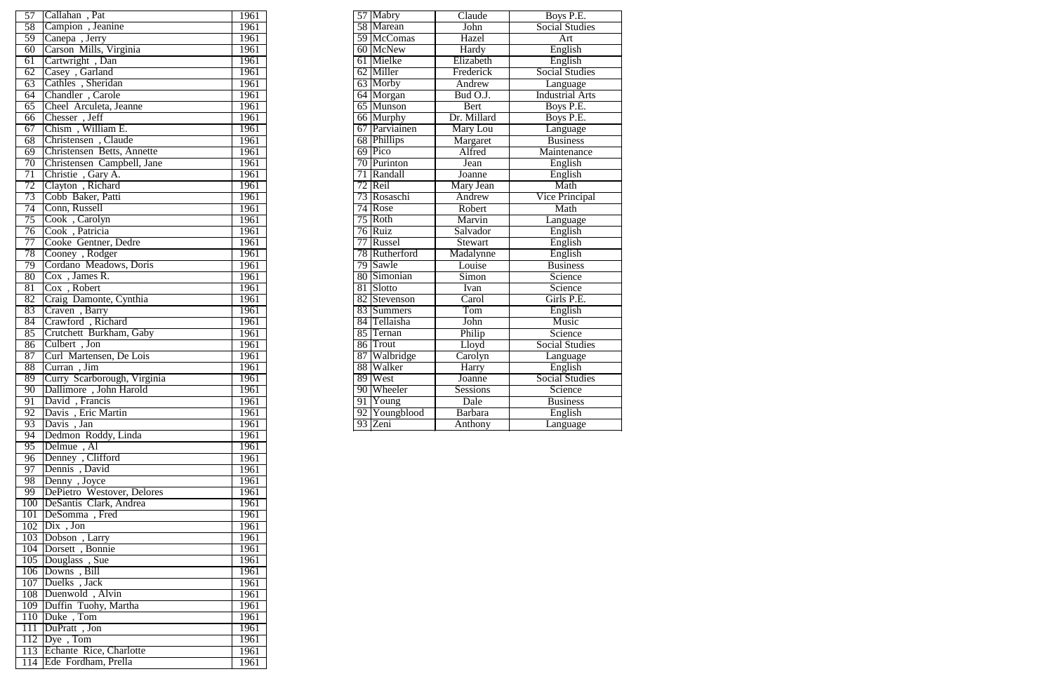| | | |
|---|---|---|
| 57 | Callahan , Pat | 1961 |
| 58 | Campion , Jeanine | 1961 |
| 59 | Canepa , Jerry | 1961 |
| 60 | Carson Mills, Virginia | 1961 |
| 61 | Cartwright , Dan | 1961 |
| 62 | Casey , Garland | 1961 |
| 63 | Cathles , Sheridan | 1961 |
| 64 | Chandler , Carole | 1961 |
| 65 | Cheel Arculeta, Jeanne | 1961 |
| 66 | Chesser , Jeff | 1961 |
| 67 | Chism , William E. | 1961 |
| 68 | Christensen , Claude | 1961 |
| 69 | Christensen Betts, Annette | 1961 |
| 70 | Christensen Campbell, Jane | 1961 |
| 71 | Christie , Gary A. | 1961 |
| 72 | Clayton , Richard | 1961 |
| 73 | Cobb Baker, Patti | 1961 |
| 74 | Conn, Russell | 1961 |
| 75 | Cook , Carolyn | 1961 |
| 76 | Cook , Patricia | 1961 |
| 77 | Cooke Gentner, Dedre | 1961 |
| 78 | Cooney , Rodger | 1961 |
| 79 | Cordano Meadows, Doris | 1961 |
| 80 | Cox , James R. | 1961 |
| 81 | Cox , Robert | 1961 |
| 82 | Craig Damonte, Cynthia | 1961 |
| 83 | Craven , Barry | 1961 |
| 84 | Crawford , Richard | 1961 |
| 85 | Crutchett Burkham, Gaby | 1961 |
| 86 | Culbert , Jon | 1961 |
| 87 | Curl Martensen, De Lois | 1961 |
| 88 | Curran , Jim | 1961 |
| 89 | Curry Scarborough, Virginia | 1961 |
| 90 | Dallimore , John Harold | 1961 |
| 91 | David , Francis | 1961 |
| 92 | Davis , Eric Martin | 1961 |
| 93 | Davis , Jan | 1961 |
| 94 | Dedmon Roddy, Linda | 1961 |
| 95 | Delmue , Al | 1961 |
| 96 | Denney , Clifford | 1961 |
| 97 | Dennis , David | 1961 |
| 98 | Denny , Joyce | 1961 |
| 99 | DePietro Westover, Delores | 1961 |
| 100 | DeSantis Clark, Andrea | 1961 |
| 101 | DeSomma , Fred | 1961 |
| 102 | Dix , Jon | 1961 |
| 103 | Dobson , Larry | 1961 |
| 104 | Dorsett , Bonnie | 1961 |
| 105 | Douglass , Sue | 1961 |
| 106 | Downs , Bill | 1961 |
| 107 | Duelks , Jack | 1961 |
| 108 | Duenwold , Alvin | 1961 |
| 109 | Duffin Tuohy, Martha | 1961 |
| 110 | Duke , Tom | 1961 |
| 111 | DuPratt , Jon | 1961 |
| 112 | Dye , Tom | 1961 |
| 113 | Echante Rice, Charlotte | 1961 |
| 114 | Ede Fordham, Prella | 1961 |

| | | | |
|---|---|---|---|
| 57 | Mabry | Claude | Boys P.E. |
| 58 | Marean | John | Social Studies |
| 59 | McComas | Hazel | Art |
| 60 | McNew | Hardy | English |
| 61 | Mielke | Elizabeth | English |
| 62 | Miller | Frederick | Social Studies |
| 63 | Morby | Andrew | Language |
| 64 | Morgan | Bud O.J. | Industrial Arts |
| 65 | Munson | Bert | Boys P.E. |
| 66 | Murphy | Dr. Millard | Boys P.E. |
| 67 | Parviainen | Mary Lou | Language |
| 68 | Phillips | Margaret | Business |
| 69 | Pico | Alfred | Maintenance |
| 70 | Purinton | Jean | English |
| 71 | Randall | Joanne | English |
| 72 | Reil | Mary Jean | Math |
| 73 | Rosaschi | Andrew | Vice Principal |
| 74 | Rose | Robert | Math |
| 75 | Roth | Marvin | Language |
| 76 | Ruiz | Salvador | English |
| 77 | Russel | Stewart | English |
| 78 | Rutherford | Madalynne | English |
| 79 | Sawle | Louise | Business |
| 80 | Simonian | Simon | Science |
| 81 | Slotto | Ivan | Science |
| 82 | Stevenson | Carol | Girls P.E. |
| 83 | Summers | Tom | English |
| 84 | Tellaisha | John | Music |
| 85 | Ternan | Philip | Science |
| 86 | Trout | Lloyd | Social Studies |
| 87 | Walbridge | Carolyn | Language |
| 88 | Walker | Harry | English |
| 89 | West | Joanne | Social Studies |
| 90 | Wheeler | Sessions | Science |
| 91 | Young | Dale | Business |
| 92 | Youngblood | Barbara | English |
| 93 | Zeni | Anthony | Language |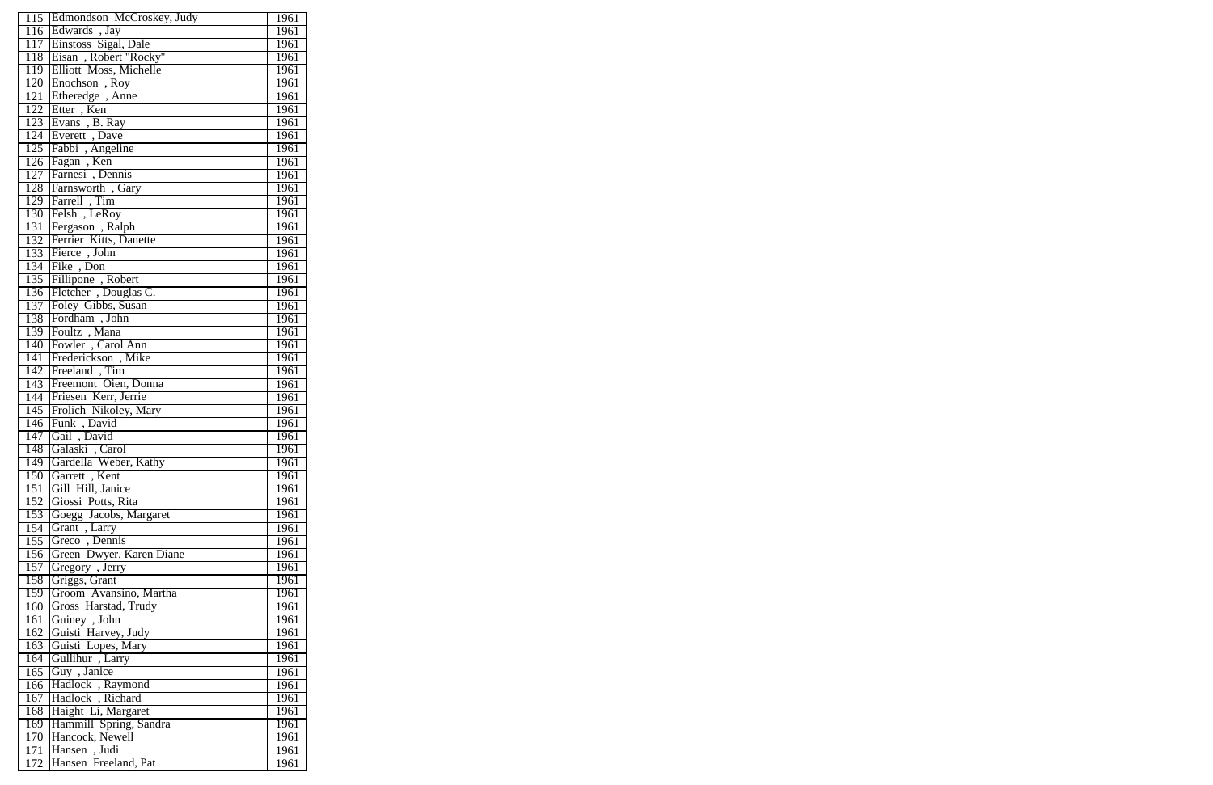| 115 | Edmondson McCroskey, Judy | 1961 |
|---|---|---|
| 116 | Edwards , Jay | 1961 |
| 117 | Einstoss Sigal, Dale | 1961 |
| 118 | Eisan , Robert "Rocky" | 1961 |
| 119 | Elliott Moss, Michelle | 1961 |
| 120 | Enochson , Roy | 1961 |
| 121 | Etheredge , Anne | 1961 |
| 122 | Etter , Ken | 1961 |
| 123 | Evans , B. Ray | 1961 |
| 124 | Everett , Dave | 1961 |
| 125 | Fabbi , Angeline | 1961 |
| 126 | Fagan , Ken | 1961 |
| 127 | Farnesi , Dennis | 1961 |
| 128 | Farnsworth , Gary | 1961 |
| 129 | Farrell , Tim | 1961 |
| 130 | Felsh , LeRoy | 1961 |
| 131 | Fergason , Ralph | 1961 |
| 132 | Ferrier Kitts, Danette | 1961 |
| 133 | Fierce , John | 1961 |
| 134 | Fike , Don | 1961 |
| 135 | Fillipone , Robert | 1961 |
| 136 | Fletcher , Douglas C. | 1961 |
| 137 | Foley Gibbs, Susan | 1961 |
| 138 | Fordham , John | 1961 |
| 139 | Foultz , Mana | 1961 |
| 140 | Fowler , Carol Ann | 1961 |
| 141 | Frederickson , Mike | 1961 |
| 142 | Freeland , Tim | 1961 |
| 143 | Freemont Oien, Donna | 1961 |
| 144 | Friesen Kerr, Jerrie | 1961 |
| 145 | Frolich Nikoley, Mary | 1961 |
| 146 | Funk , David | 1961 |
| 147 | Gail , David | 1961 |
| 148 | Galaski , Carol | 1961 |
| 149 | Gardella Weber, Kathy | 1961 |
| 150 | Garrett , Kent | 1961 |
| 151 | Gill Hill, Janice | 1961 |
| 152 | Giossi Potts, Rita | 1961 |
| 153 | Goegg Jacobs, Margaret | 1961 |
| 154 | Grant , Larry | 1961 |
| 155 | Greco , Dennis | 1961 |
| 156 | Green Dwyer, Karen Diane | 1961 |
| 157 | Gregory , Jerry | 1961 |
| 158 | Griggs, Grant | 1961 |
| 159 | Groom Avansino, Martha | 1961 |
| 160 | Gross Harstad, Trudy | 1961 |
| 161 | Guiney , John | 1961 |
| 162 | Guisti Harvey, Judy | 1961 |
| 163 | Guisti Lopes, Mary | 1961 |
| 164 | Gullihur , Larry | 1961 |
| 165 | Guy , Janice | 1961 |
| 166 | Hadlock , Raymond | 1961 |
| 167 | Hadlock , Richard | 1961 |
| 168 | Haight Li, Margaret | 1961 |
| 169 | Hammill Spring, Sandra | 1961 |
| 170 | Hancock, Newell | 1961 |
| 171 | Hansen , Judi | 1961 |
| 172 | Hansen Freeland, Pat | 1961 |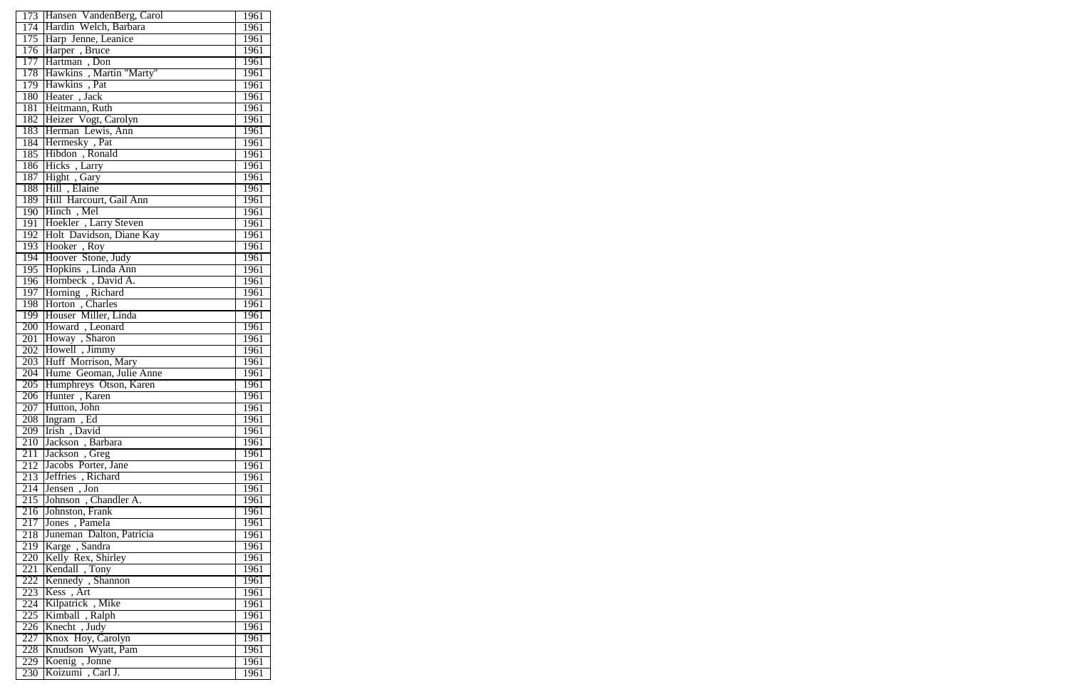| | | |
|---|---|---|
| 173 | Hansen VandenBerg, Carol | 1961 |
| 174 | Hardin Welch, Barbara | 1961 |
| 175 | Harp Jenne, Leanice | 1961 |
| 176 | Harper , Bruce | 1961 |
| 177 | Hartman , Don | 1961 |
| 178 | Hawkins , Martin "Marty" | 1961 |
| 179 | Hawkins , Pat | 1961 |
| 180 | Heater , Jack | 1961 |
| 181 | Heitmann, Ruth | 1961 |
| 182 | Heizer Vogt, Carolyn | 1961 |
| 183 | Herman Lewis, Ann | 1961 |
| 184 | Hermesky , Pat | 1961 |
| 185 | Hibdon , Ronald | 1961 |
| 186 | Hicks , Larry | 1961 |
| 187 | Hight , Gary | 1961 |
| 188 | Hill , Elaine | 1961 |
| 189 | Hill Harcourt, Gail Ann | 1961 |
| 190 | Hinch , Mel | 1961 |
| 191 | Hoekler , Larry Steven | 1961 |
| 192 | Holt Davidson, Diane Kay | 1961 |
| 193 | Hooker , Roy | 1961 |
| 194 | Hoover Stone, Judy | 1961 |
| 195 | Hopkins , Linda Ann | 1961 |
| 196 | Hornbeck , David A. | 1961 |
| 197 | Horning , Richard | 1961 |
| 198 | Horton , Charles | 1961 |
| 199 | Houser Miller, Linda | 1961 |
| 200 | Howard , Leonard | 1961 |
| 201 | Howay , Sharon | 1961 |
| 202 | Howell , Jimmy | 1961 |
| 203 | Huff Morrison, Mary | 1961 |
| 204 | Hume Geoman, Julie Anne | 1961 |
| 205 | Humphreys Otson, Karen | 1961 |
| 206 | Hunter , Karen | 1961 |
| 207 | Hutton, John | 1961 |
| 208 | Ingram , Ed | 1961 |
| 209 | Irish , David | 1961 |
| 210 | Jackson , Barbara | 1961 |
| 211 | Jackson , Greg | 1961 |
| 212 | Jacobs Porter, Jane | 1961 |
| 213 | Jeffries , Richard | 1961 |
| 214 | Jensen , Jon | 1961 |
| 215 | Johnson , Chandler A. | 1961 |
| 216 | Johnston, Frank | 1961 |
| 217 | Jones , Pamela | 1961 |
| 218 | Juneman Dalton, Patricia | 1961 |
| 219 | Karge , Sandra | 1961 |
| 220 | Kelly Rex, Shirley | 1961 |
| 221 | Kendall , Tony | 1961 |
| 222 | Kennedy , Shannon | 1961 |
| 223 | Kess , Art | 1961 |
| 224 | Kilpatrick , Mike | 1961 |
| 225 | Kimball , Ralph | 1961 |
| 226 | Knecht , Judy | 1961 |
| 227 | Knox Hoy, Carolyn | 1961 |
| 228 | Knudson Wyatt, Pam | 1961 |
| 229 | Koenig , Jonne | 1961 |
| 230 | Koizumi , Carl J. | 1961 |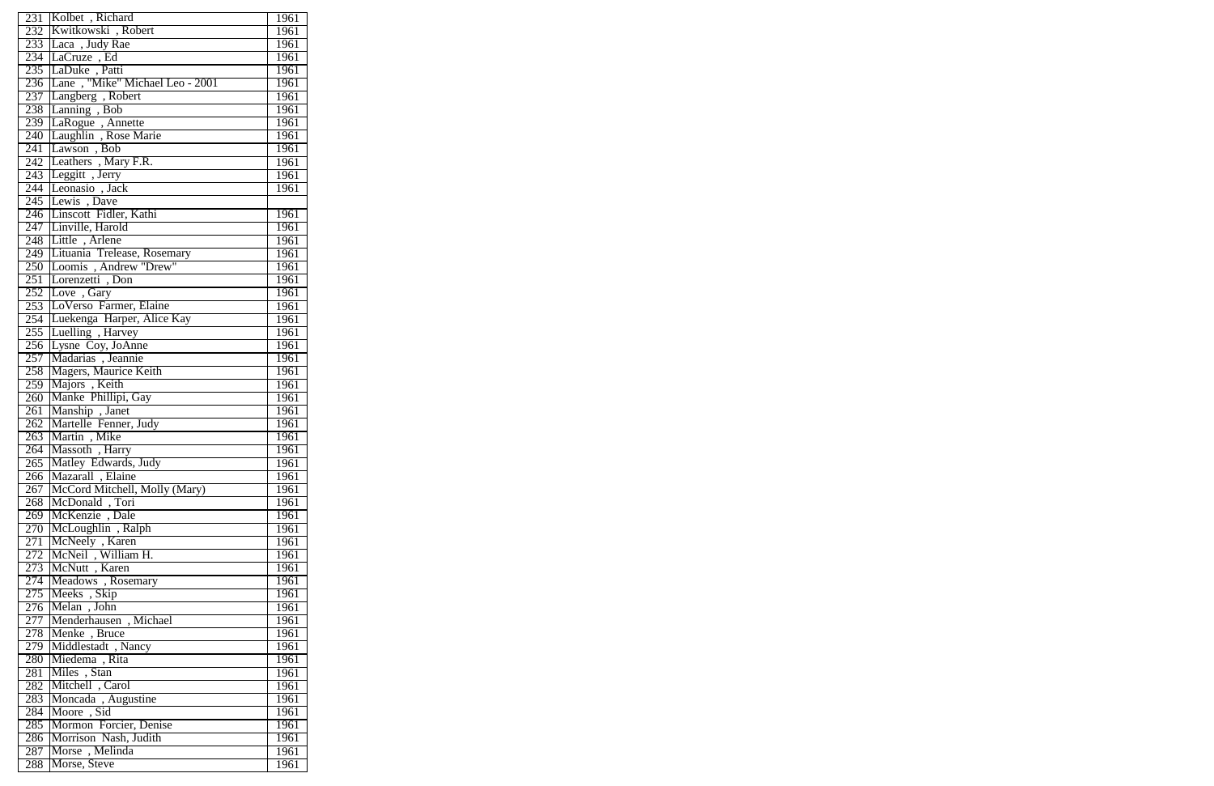| 231 | Kolbet , Richard | 1961 |
|---|---|---|
| 232 | Kwitkowski , Robert | 1961 |
| 233 | Laca , Judy Rae | 1961 |
| 234 | LaCruze , Ed | 1961 |
| 235 | LaDuke , Patti | 1961 |
| 236 | Lane , "Mike" Michael Leo - 2001 | 1961 |
| 237 | Langberg , Robert | 1961 |
| 238 | Lanning , Bob | 1961 |
| 239 | LaRogue , Annette | 1961 |
| 240 | Laughlin , Rose Marie | 1961 |
| 241 | Lawson , Bob | 1961 |
| 242 | Leathers , Mary F.R. | 1961 |
| 243 | Leggitt , Jerry | 1961 |
| 244 | Leonasio , Jack | 1961 |
| 245 | Lewis , Dave | |
| 246 | Linscott Fidler, Kathi | 1961 |
| 247 | Linville, Harold | 1961 |
| 248 | Little , Arlene | 1961 |
| 249 | Lituania Trelease, Rosemary | 1961 |
| 250 | Loomis , Andrew "Drew" | 1961 |
| 251 | Lorenzetti , Don | 1961 |
| 252 | Love , Gary | 1961 |
| 253 | LoVerso Farmer, Elaine | 1961 |
| 254 | Luekenga Harper, Alice Kay | 1961 |
| 255 | Luelling , Harvey | 1961 |
| 256 | Lysne Coy, JoAnne | 1961 |
| 257 | Madarias , Jeannie | 1961 |
| 258 | Magers, Maurice Keith | 1961 |
| 259 | Majors , Keith | 1961 |
| 260 | Manke Phillipi, Gay | 1961 |
| 261 | Manship , Janet | 1961 |
| 262 | Martelle Fenner, Judy | 1961 |
| 263 | Martin , Mike | 1961 |
| 264 | Massoth , Harry | 1961 |
| 265 | Matley Edwards, Judy | 1961 |
| 266 | Mazarall , Elaine | 1961 |
| 267 | McCord Mitchell, Molly (Mary) | 1961 |
| 268 | McDonald , Tori | 1961 |
| 269 | McKenzie , Dale | 1961 |
| 270 | McLoughlin , Ralph | 1961 |
| 271 | McNeely , Karen | 1961 |
| 272 | McNeil , William H. | 1961 |
| 273 | McNutt , Karen | 1961 |
| 274 | Meadows , Rosemary | 1961 |
| 275 | Meeks , Skip | 1961 |
| 276 | Melan , John | 1961 |
| 277 | Menderhausen , Michael | 1961 |
| 278 | Menke , Bruce | 1961 |
| 279 | Middlestadt , Nancy | 1961 |
| 280 | Miedema , Rita | 1961 |
| 281 | Miles , Stan | 1961 |
| 282 | Mitchell , Carol | 1961 |
| 283 | Moncada , Augustine | 1961 |
| 284 | Moore , Sid | 1961 |
| 285 | Mormon Forcier, Denise | 1961 |
| 286 | Morrison Nash, Judith | 1961 |
| 287 | Morse , Melinda | 1961 |
| 288 | Morse, Steve | 1961 |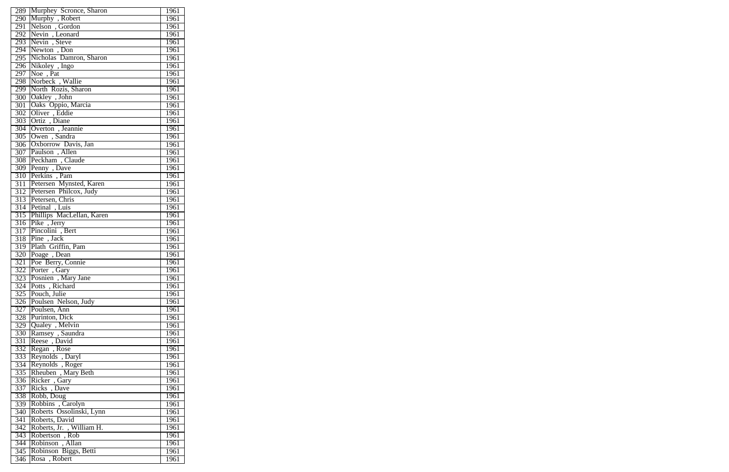| 289 | Murphey Scronce, Sharon | 1961 |
|---|---|---|
| 290 | Murphy , Robert | 1961 |
| 291 | Nelson , Gordon | 1961 |
| 292 | Nevin , Leonard | 1961 |
| 293 | Nevin , Steve | 1961 |
| 294 | Newton , Don | 1961 |
| 295 | Nicholas Damron, Sharon | 1961 |
| 296 | Nikoley , Ingo | 1961 |
| 297 | Noe , Pat | 1961 |
| 298 | Norbeck , Wallie | 1961 |
| 299 | North Rozis, Sharon | 1961 |
| 300 | Oakley , John | 1961 |
| 301 | Oaks Oppio, Marcia | 1961 |
| 302 | Oliver , Eddie | 1961 |
| 303 | Ortiz , Diane | 1961 |
| 304 | Overton , Jeannie | 1961 |
| 305 | Owen , Sandra | 1961 |
| 306 | Oxborrow Davis, Jan | 1961 |
| 307 | Paulson , Allen | 1961 |
| 308 | Peckham , Claude | 1961 |
| 309 | Penny , Dave | 1961 |
| 310 | Perkins , Pam | 1961 |
| 311 | Petersen Mynsted, Karen | 1961 |
| 312 | Petersen Philcox, Judy | 1961 |
| 313 | Petersen, Chris | 1961 |
| 314 | Petinal , Luis | 1961 |
| 315 | Phillips MacLellan, Karen | 1961 |
| 316 | Pike , Jerry | 1961 |
| 317 | Pincolini , Bert | 1961 |
| 318 | Pine , Jack | 1961 |
| 319 | Plath Griffin, Pam | 1961 |
| 320 | Poage , Dean | 1961 |
| 321 | Poe Berry, Connie | 1961 |
| 322 | Porter , Gary | 1961 |
| 323 | Posnien , Mary Jane | 1961 |
| 324 | Potts , Richard | 1961 |
| 325 | Pouch, Julie | 1961 |
| 326 | Poulsen Nelson, Judy | 1961 |
| 327 | Poulsen, Ann | 1961 |
| 328 | Purinton, Dick | 1961 |
| 329 | Qualey , Melvin | 1961 |
| 330 | Ramsey , Saundra | 1961 |
| 331 | Reese , David | 1961 |
| 332 | Regan , Rose | 1961 |
| 333 | Reynolds , Daryl | 1961 |
| 334 | Reynolds , Roger | 1961 |
| 335 | Rheuben , Mary Beth | 1961 |
| 336 | Ricker , Gary | 1961 |
| 337 | Ricks , Dave | 1961 |
| 338 | Robb, Doug | 1961 |
| 339 | Robbins , Carolyn | 1961 |
| 340 | Roberts Ossolinski, Lynn | 1961 |
| 341 | Roberts, David | 1961 |
| 342 | Roberts, Jr. , William H. | 1961 |
| 343 | Robertson , Rob | 1961 |
| 344 | Robinson , Allan | 1961 |
| 345 | Robinson Biggs, Betti | 1961 |
| 346 | Rosa , Robert | 1961 |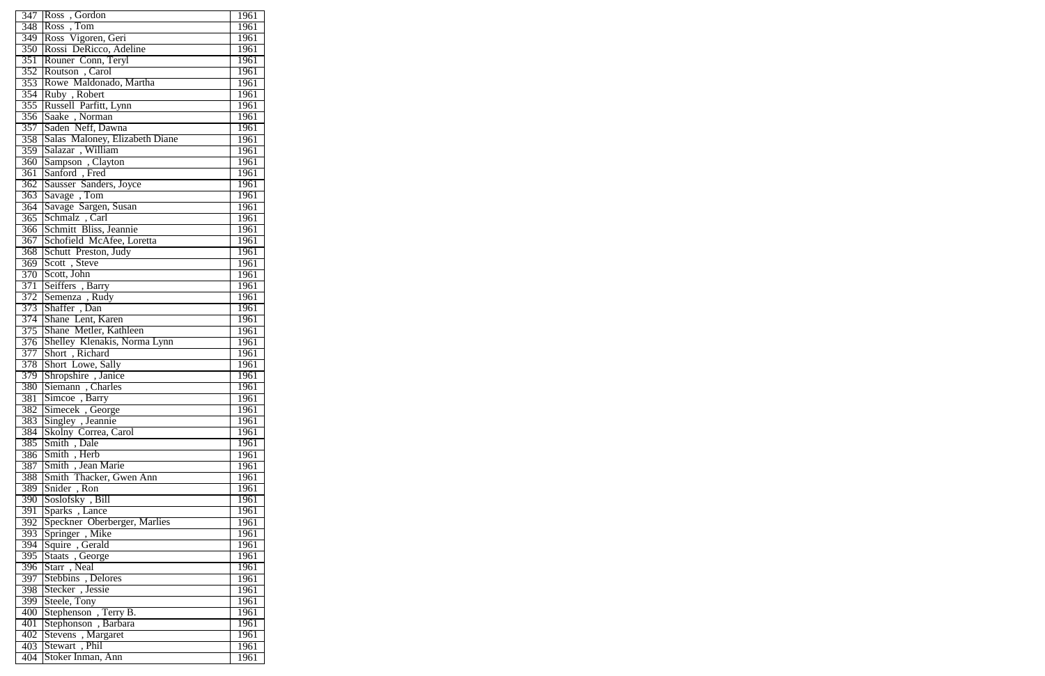| | | |
|---|---|---|
| 347 | Ross , Gordon | 1961 |
| 348 | Ross , Tom | 1961 |
| 349 | Ross Vigoren, Geri | 1961 |
| 350 | Rossi DeRicco, Adeline | 1961 |
| 351 | Rouner Conn, Teryl | 1961 |
| 352 | Routson , Carol | 1961 |
| 353 | Rowe Maldonado, Martha | 1961 |
| 354 | Ruby , Robert | 1961 |
| 355 | Russell Parfitt, Lynn | 1961 |
| 356 | Saake , Norman | 1961 |
| 357 | Saden Neff, Dawna | 1961 |
| 358 | Salas Maloney, Elizabeth Diane | 1961 |
| 359 | Salazar , William | 1961 |
| 360 | Sampson , Clayton | 1961 |
| 361 | Sanford , Fred | 1961 |
| 362 | Sausser Sanders, Joyce | 1961 |
| 363 | Savage , Tom | 1961 |
| 364 | Savage Sargen, Susan | 1961 |
| 365 | Schmalz , Carl | 1961 |
| 366 | Schmitt Bliss, Jeannie | 1961 |
| 367 | Schofield McAfee, Loretta | 1961 |
| 368 | Schutt Preston, Judy | 1961 |
| 369 | Scott , Steve | 1961 |
| 370 | Scott, John | 1961 |
| 371 | Seiffers , Barry | 1961 |
| 372 | Semenza , Rudy | 1961 |
| 373 | Shaffer , Dan | 1961 |
| 374 | Shane Lent, Karen | 1961 |
| 375 | Shane Metler, Kathleen | 1961 |
| 376 | Shelley Klenakis, Norma Lynn | 1961 |
| 377 | Short , Richard | 1961 |
| 378 | Short Lowe, Sally | 1961 |
| 379 | Shropshire , Janice | 1961 |
| 380 | Siemann , Charles | 1961 |
| 381 | Simcoe , Barry | 1961 |
| 382 | Simecek , George | 1961 |
| 383 | Singley , Jeannie | 1961 |
| 384 | Skolny Correa, Carol | 1961 |
| 385 | Smith , Dale | 1961 |
| 386 | Smith , Herb | 1961 |
| 387 | Smith , Jean Marie | 1961 |
| 388 | Smith Thacker, Gwen Ann | 1961 |
| 389 | Snider , Ron | 1961 |
| 390 | Soslofsky , Bill | 1961 |
| 391 | Sparks , Lance | 1961 |
| 392 | Speckner Oberberger, Marlies | 1961 |
| 393 | Springer , Mike | 1961 |
| 394 | Squire , Gerald | 1961 |
| 395 | Staats , George | 1961 |
| 396 | Starr , Neal | 1961 |
| 397 | Stebbins , Delores | 1961 |
| 398 | Stecker , Jessie | 1961 |
| 399 | Steele, Tony | 1961 |
| 400 | Stephenson , Terry B. | 1961 |
| 401 | Stephonson , Barbara | 1961 |
| 402 | Stevens , Margaret | 1961 |
| 403 | Stewart , Phil | 1961 |
| 404 | Stoker Inman, Ann | 1961 |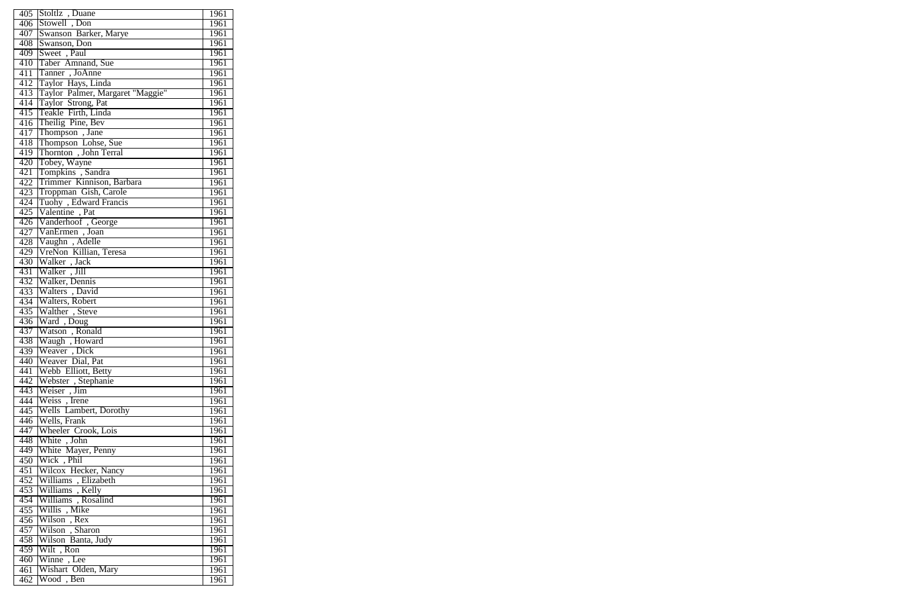| 405 | Stoltlz , Duane | 1961 |
|---|---|---|
| 406 | Stowell , Don | 1961 |
| 407 | Swanson Barker, Marye | 1961 |
| 408 | Swanson, Don | 1961 |
| 409 | Sweet , Paul | 1961 |
| 410 | Taber Amnand, Sue | 1961 |
| 411 | Tanner , JoAnne | 1961 |
| 412 | Taylor Hays, Linda | 1961 |
| 413 | Taylor Palmer, Margaret "Maggie" | 1961 |
| 414 | Taylor Strong, Pat | 1961 |
| 415 | Teakle Firth, Linda | 1961 |
| 416 | Theilig Pine, Bev | 1961 |
| 417 | Thompson , Jane | 1961 |
| 418 | Thompson Lohse, Sue | 1961 |
| 419 | Thornton , John Terral | 1961 |
| 420 | Tobey, Wayne | 1961 |
| 421 | Tompkins , Sandra | 1961 |
| 422 | Trimmer Kinnison, Barbara | 1961 |
| 423 | Troppman Gish, Carole | 1961 |
| 424 | Tuohy , Edward Francis | 1961 |
| 425 | Valentine , Pat | 1961 |
| 426 | Vanderhoof , George | 1961 |
| 427 | VanErmen , Joan | 1961 |
| 428 | Vaughn , Adelle | 1961 |
| 429 | VreNon Killian, Teresa | 1961 |
| 430 | Walker , Jack | 1961 |
| 431 | Walker , Jill | 1961 |
| 432 | Walker, Dennis | 1961 |
| 433 | Walters , David | 1961 |
| 434 | Walters, Robert | 1961 |
| 435 | Walther , Steve | 1961 |
| 436 | Ward , Doug | 1961 |
| 437 | Watson , Ronald | 1961 |
| 438 | Waugh , Howard | 1961 |
| 439 | Weaver , Dick | 1961 |
| 440 | Weaver Dial, Pat | 1961 |
| 441 | Webb Elliott, Betty | 1961 |
| 442 | Webster , Stephanie | 1961 |
| 443 | Weiser , Jim | 1961 |
| 444 | Weiss , Irene | 1961 |
| 445 | Wells Lambert, Dorothy | 1961 |
| 446 | Wells, Frank | 1961 |
| 447 | Wheeler Crook, Lois | 1961 |
| 448 | White , John | 1961 |
| 449 | White Mayer, Penny | 1961 |
| 450 | Wick , Phil | 1961 |
| 451 | Wilcox Hecker, Nancy | 1961 |
| 452 | Williams , Elizabeth | 1961 |
| 453 | Williams , Kelly | 1961 |
| 454 | Williams , Rosalind | 1961 |
| 455 | Willis , Mike | 1961 |
| 456 | Wilson , Rex | 1961 |
| 457 | Wilson , Sharon | 1961 |
| 458 | Wilson Banta, Judy | 1961 |
| 459 | Wilt , Ron | 1961 |
| 460 | Winne , Lee | 1961 |
| 461 | Wishart Olden, Mary | 1961 |
| 462 | Wood , Ben | 1961 |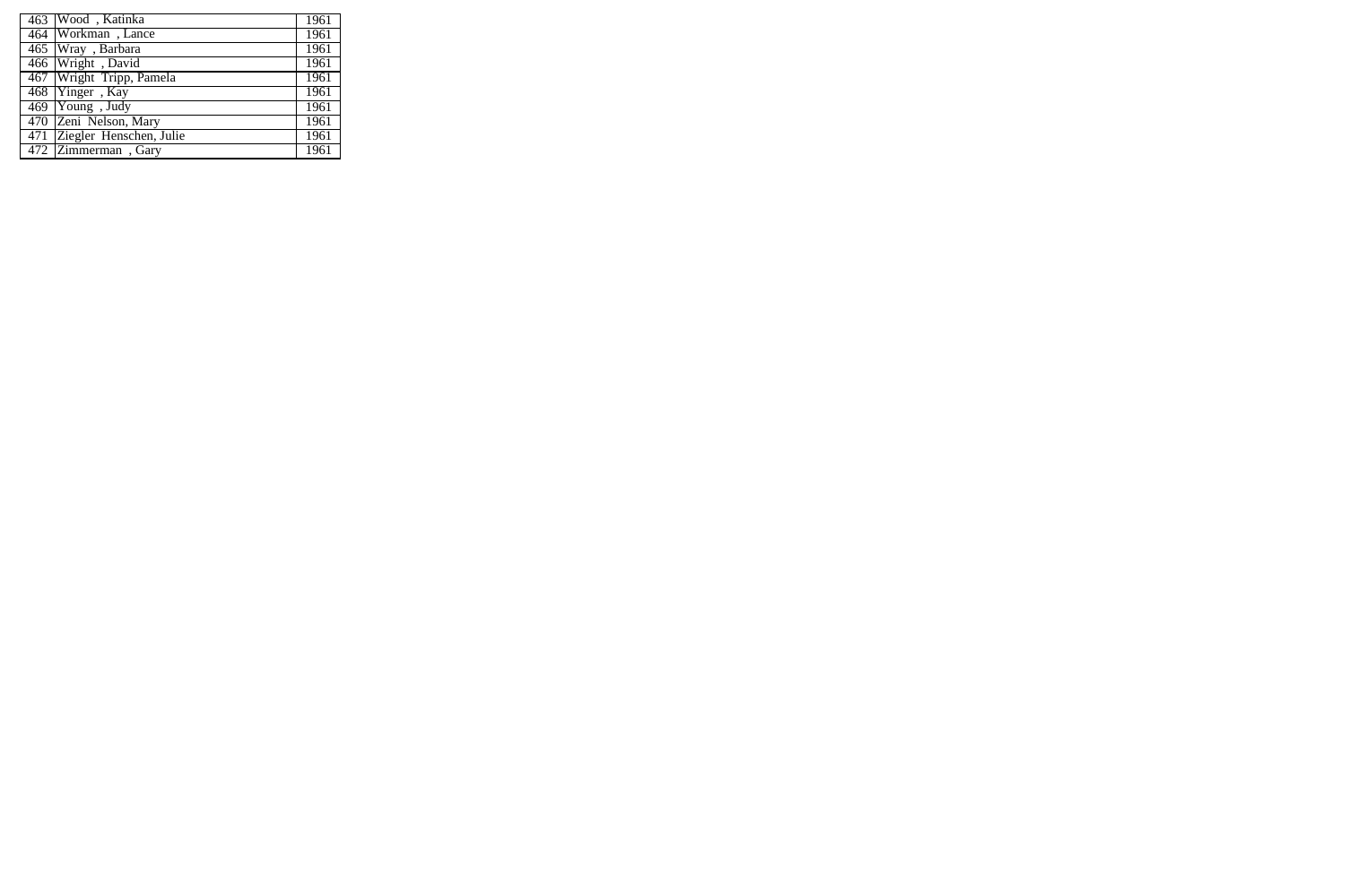| | | |
|---|---|---|
| 463 | Wood , Katinka | 1961 |
| 464 | Workman , Lance | 1961 |
| 465 | Wray , Barbara | 1961 |
| 466 | Wright , David | 1961 |
| 467 | Wright Tripp, Pamela | 1961 |
| 468 | Yinger , Kay | 1961 |
| 469 | Young , Judy | 1961 |
| 470 | Zeni Nelson, Mary | 1961 |
| 471 | Ziegler Henschen, Julie | 1961 |
| 472 | Zimmerman , Gary | 1961 |